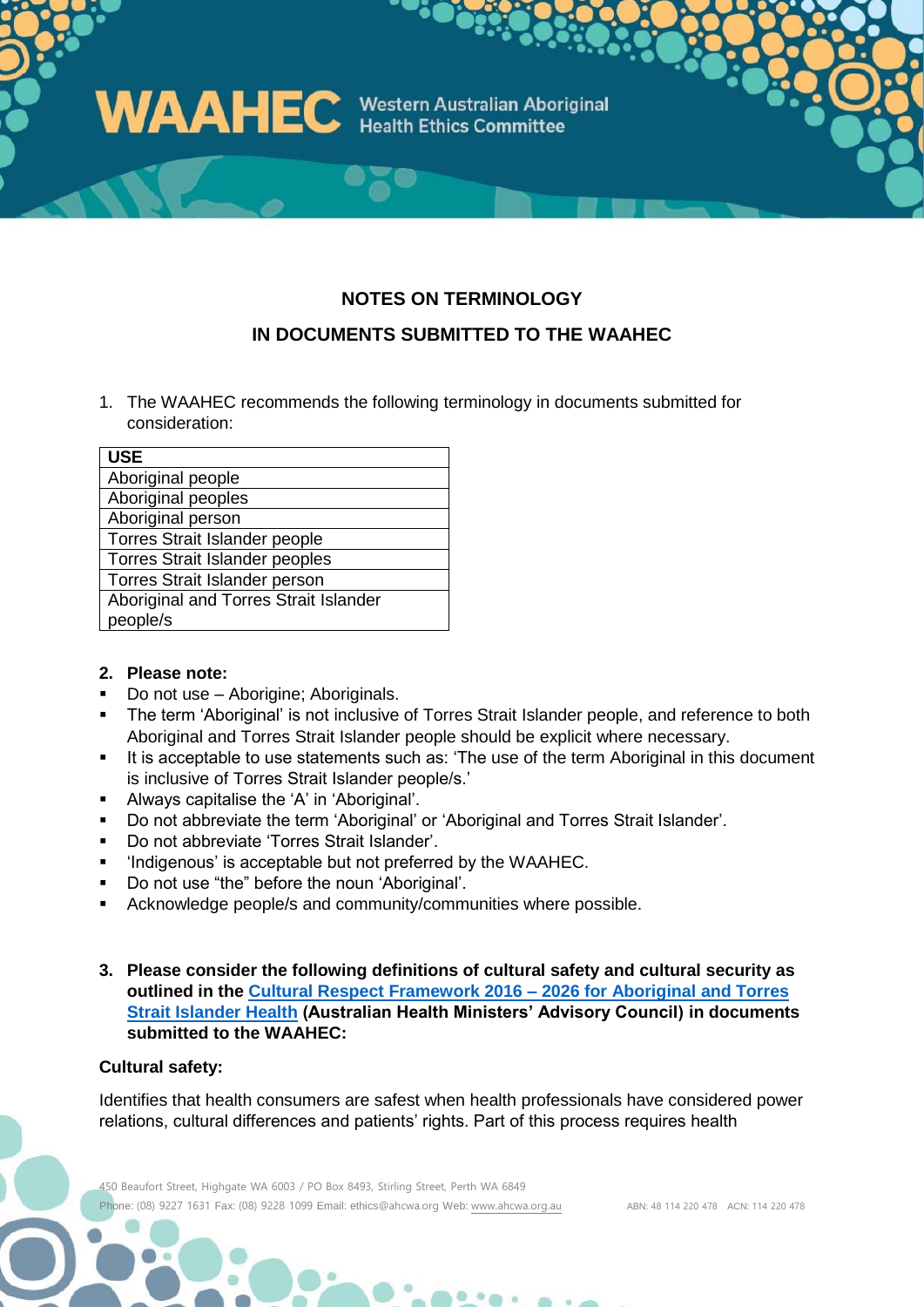WAAHEC Western Australian Aboriginal Health Ethics Committee

## NOTES ON TERMINOLOGY

## IN DOCUMENTS SUBMITTED TO THE WAAHEC

1. The WAAHEC recommends the following terminology in documents submitted for consideration:

| USE |
| --- |
| Aboriginal people |
| Aboriginal peoples |
| Aboriginal person |
| Torres Strait Islander people |
| Torres Strait Islander peoples |
| Torres Strait Islander person |
| Aboriginal and Torres Strait Islander people/s |

2. **Please note:**

- Do not use – Aborigine; Aboriginals.
- The term 'Aboriginal' is not inclusive of Torres Strait Islander people, and reference to both Aboriginal and Torres Strait Islander people should be explicit where necessary.
- It is acceptable to use statements such as: 'The use of the term Aboriginal in this document is inclusive of Torres Strait Islander people/s.'
- Always capitalise the 'A' in 'Aboriginal'.
- Do not abbreviate the term 'Aboriginal' or 'Aboriginal and Torres Strait Islander'.
- Do not abbreviate 'Torres Strait Islander'.
- 'Indigenous' is acceptable but not preferred by the WAAHEC.
- Do not use "the" before the noun 'Aboriginal'.
- Acknowledge people/s and community/communities where possible.

3. **Please consider the following definitions of cultural safety and cultural security as outlined in the Cultural Respect Framework 2016 – 2026 for Aboriginal and Torres Strait Islander Health (Australian Health Ministers' Advisory Council) in documents submitted to the WAAHEC:**

**Cultural safety:**

Identifies that health consumers are safest when health professionals have considered power relations, cultural differences and patients' rights. Part of this process requires health

450 Beaufort Street, Highgate WA 6003 / PO Box 8493, Stirling Street, Perth WA 6849
Phone: (08) 9227 1631 Fax: (08) 9228 1099 Email: ethics@ahcwa.org Web: www.ahcwa.org.au ABN: 48 114 220 478 ACN: 114 220 478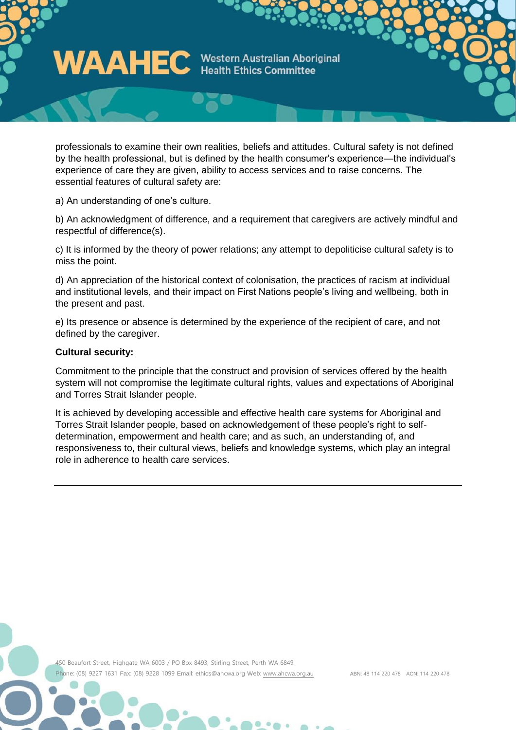professionals to examine their own realities, beliefs and attitudes. Cultural safety is not defined by the health professional, but is defined by the health consumer's experience—the individual's experience of care they are given, ability to access services and to raise concerns. The essential features of cultural safety are:

a) An understanding of one's culture.

b) An acknowledgment of difference, and a requirement that caregivers are actively mindful and respectful of difference(s).

c) It is informed by the theory of power relations; any attempt to depoliticise cultural safety is to miss the point.

d) An appreciation of the historical context of colonisation, the practices of racism at individual and institutional levels, and their impact on First Nations people's living and wellbeing, both in the present and past.

e) Its presence or absence is determined by the experience of the recipient of care, and not defined by the caregiver.

**Cultural security:**

Commitment to the principle that the construct and provision of services offered by the health system will not compromise the legitimate cultural rights, values and expectations of Aboriginal and Torres Strait Islander people.

It is achieved by developing accessible and effective health care systems for Aboriginal and Torres Strait Islander people, based on acknowledgement of these people's right to self-determination, empowerment and health care; and as such, an understanding of, and responsiveness to, their cultural views, beliefs and knowledge systems, which play an integral role in adherence to health care services.

---